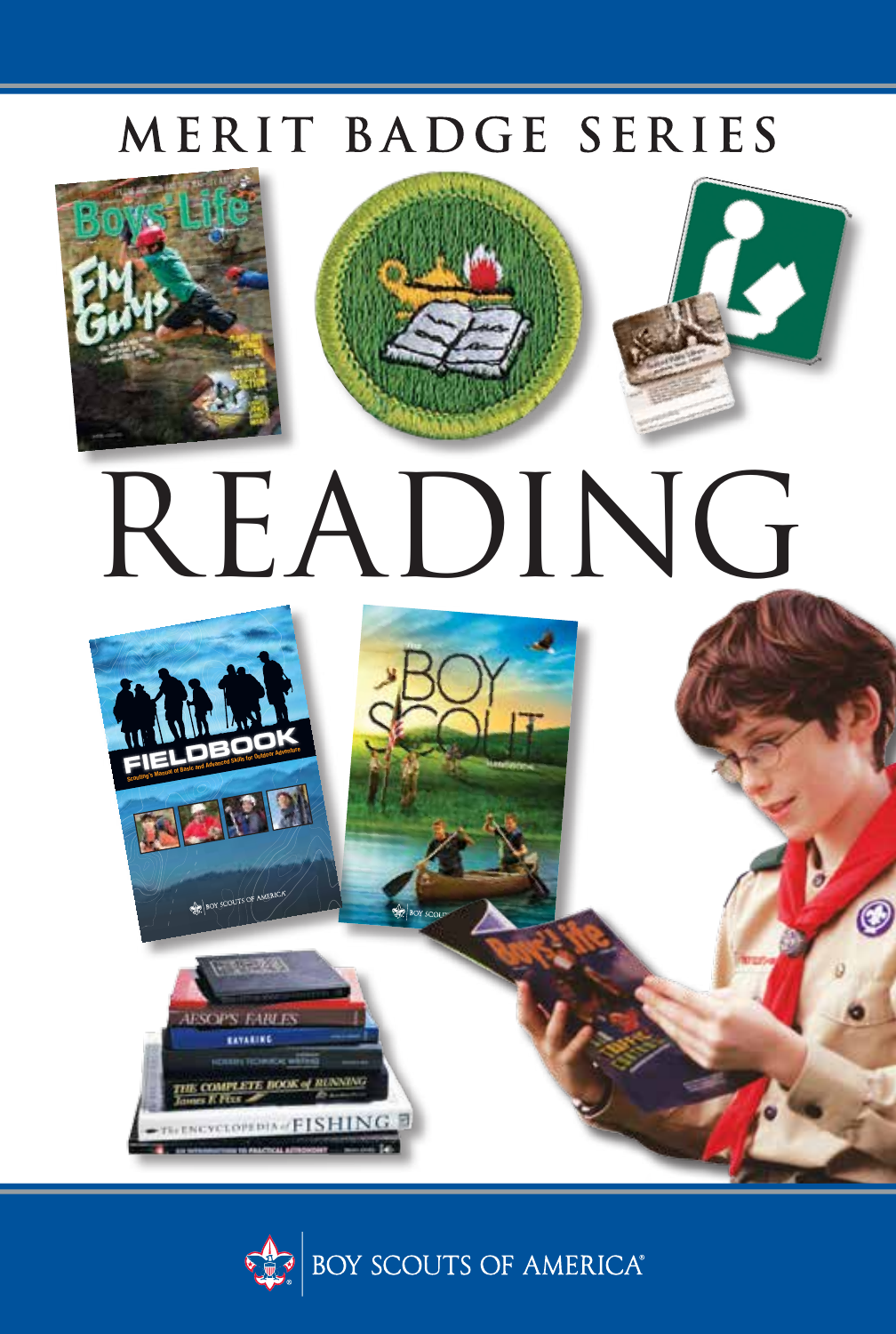MERIT BADGE SERIES

# READING

BOY SCOUTS OF AMERICA®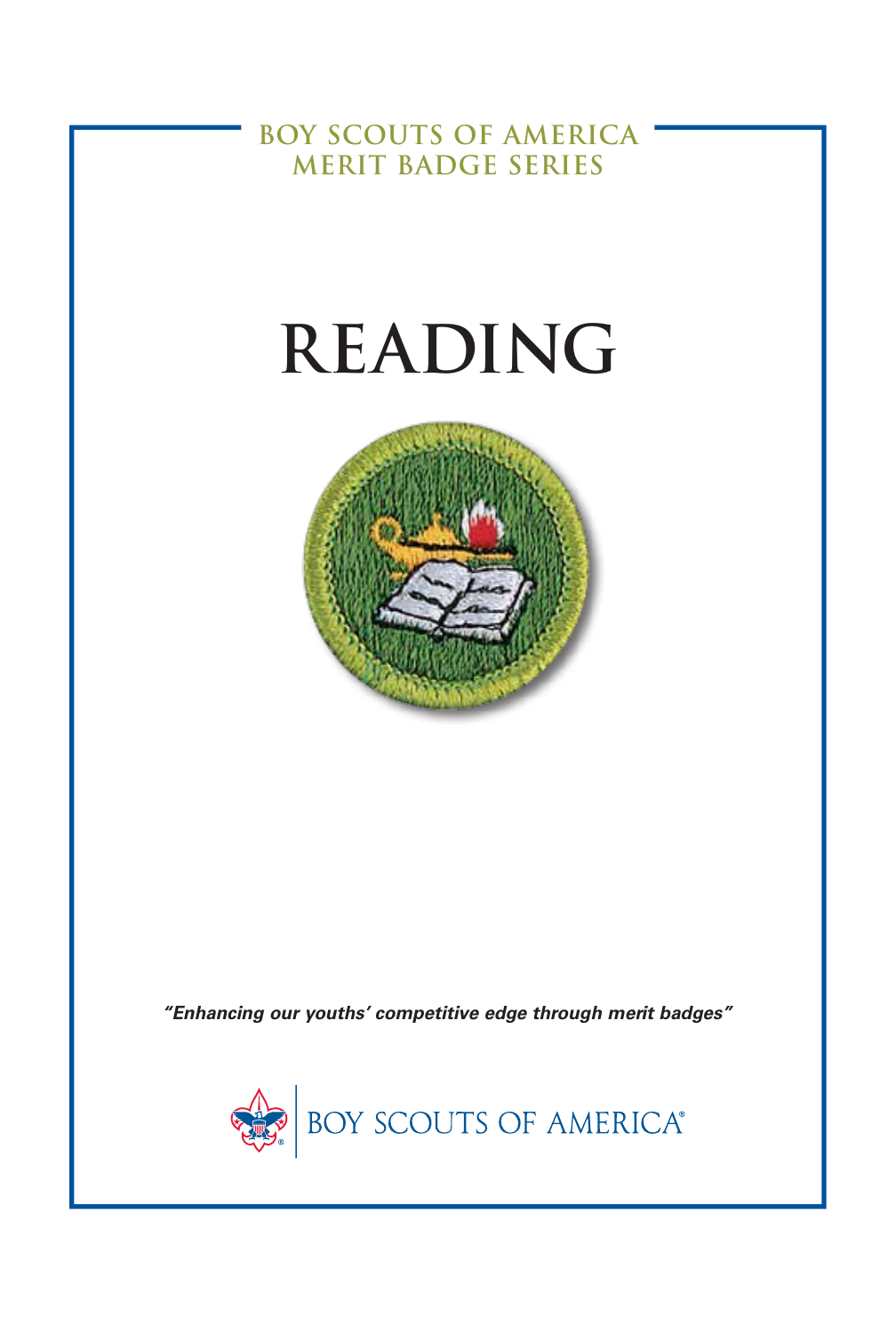BOY SCOUTS OF AMERICA
MERIT BADGE SERIES

# READING

*"Enhancing our youths' competitive edge through merit badges"*

BOY SCOUTS OF AMERICA®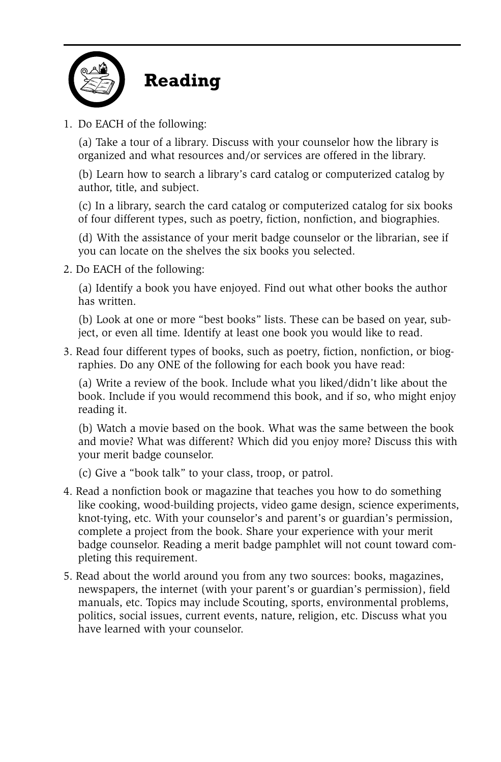# Reading

1. Do EACH of the following:

   (a) Take a tour of a library. Discuss with your counselor how the library is organized and what resources and/or services are offered in the library.

   (b) Learn how to search a library's card catalog or computerized catalog by author, title, and subject.

   (c) In a library, search the card catalog or computerized catalog for six books of four different types, such as poetry, fiction, nonfiction, and biographies.

   (d) With the assistance of your merit badge counselor or the librarian, see if you can locate on the shelves the six books you selected.

2. Do EACH of the following:

   (a) Identify a book you have enjoyed. Find out what other books the author has written.

   (b) Look at one or more "best books" lists. These can be based on year, subject, or even all time. Identify at least one book you would like to read.

3. Read four different types of books, such as poetry, fiction, nonfiction, or biographies. Do any ONE of the following for each book you have read:

   (a) Write a review of the book. Include what you liked/didn't like about the book. Include if you would recommend this book, and if so, who might enjoy reading it.

   (b) Watch a movie based on the book. What was the same between the book and movie? What was different? Which did you enjoy more? Discuss this with your merit badge counselor.

   (c) Give a "book talk" to your class, troop, or patrol.

4. Read a nonfiction book or magazine that teaches you how to do something like cooking, wood-building projects, video game design, science experiments, knot-tying, etc. With your counselor's and parent's or guardian's permission, complete a project from the book. Share your experience with your merit badge counselor. Reading a merit badge pamphlet will not count toward completing this requirement.

5. Read about the world around you from any two sources: books, magazines, newspapers, the internet (with your parent's or guardian's permission), field manuals, etc. Topics may include Scouting, sports, environmental problems, politics, social issues, current events, nature, religion, etc. Discuss what you have learned with your counselor.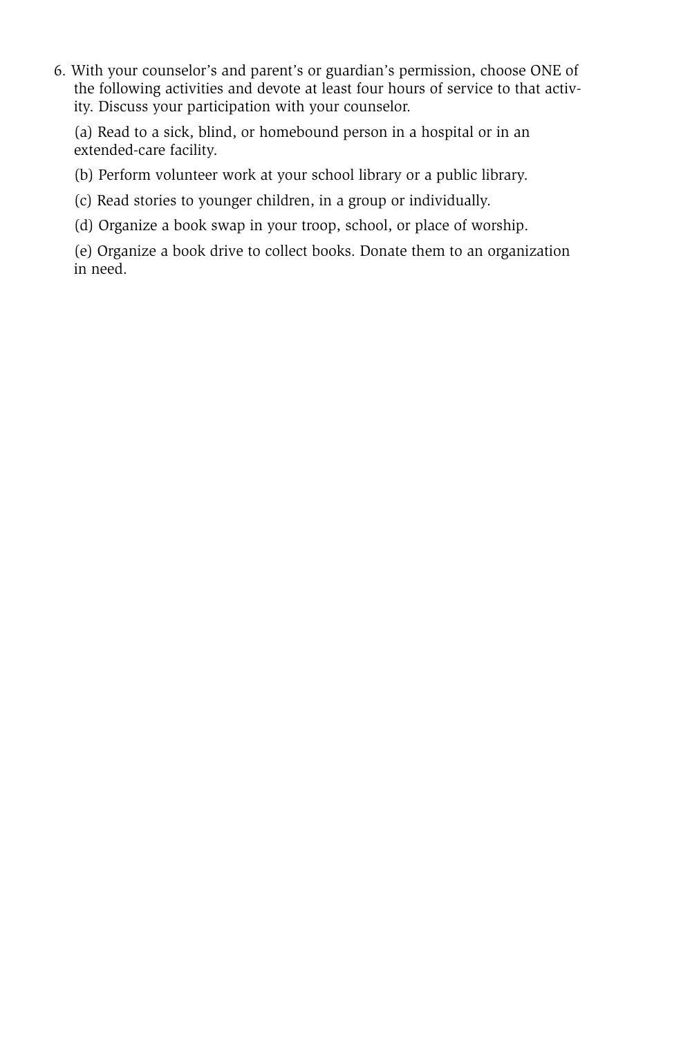6. With your counselor's and parent's or guardian's permission, choose ONE of the following activities and devote at least four hours of service to that activity. Discuss your participation with your counselor.

   (a) Read to a sick, blind, or homebound person in a hospital or in an extended-care facility.

   (b) Perform volunteer work at your school library or a public library.

   (c) Read stories to younger children, in a group or individually.

   (d) Organize a book swap in your troop, school, or place of worship.

   (e) Organize a book drive to collect books. Donate them to an organization in need.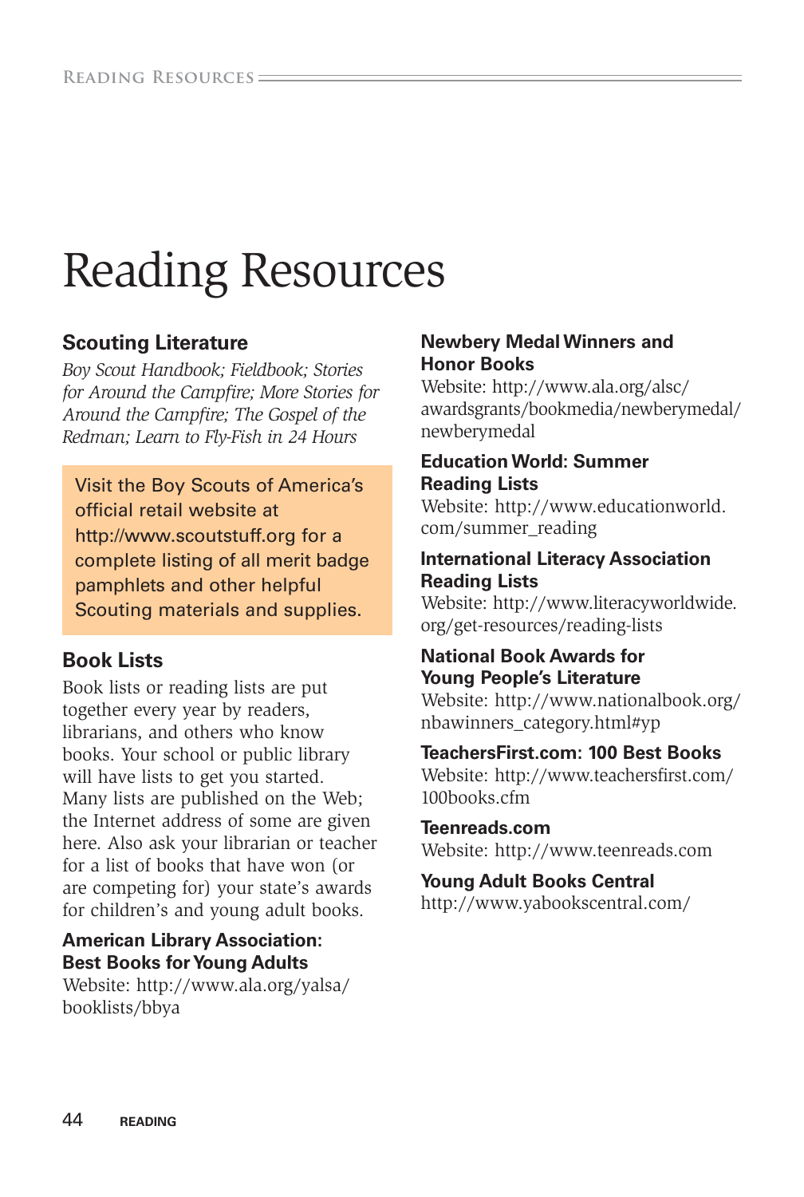# Reading Resources

## Scouting Literature

*Boy Scout Handbook; Fieldbook; Stories for Around the Campfire; More Stories for Around the Campfire; The Gospel of the Redman; Learn to Fly-Fish in 24 Hours*

Visit the Boy Scouts of America's official retail website at http://www.scoutstuff.org for a complete listing of all merit badge pamphlets and other helpful Scouting materials and supplies.

## Book Lists

Book lists or reading lists are put together every year by readers, librarians, and others who know books. Your school or public library will have lists to get you started. Many lists are published on the Web; the Internet address of some are given here. Also ask your librarian or teacher for a list of books that have won (or are competing for) your state's awards for children's and young adult books.

**American Library Association: Best Books for Young Adults**
Website: http://www.ala.org/yalsa/booklists/bbya

**Newbery Medal Winners and Honor Books**
Website: http://www.ala.org/alsc/awardsgrants/bookmedia/newberymedal/newberymedal

**Education World: Summer Reading Lists**
Website: http://www.educationworld.com/summer_reading

**International Literacy Association Reading Lists**
Website: http://www.literacyworldwide.org/get-resources/reading-lists

**National Book Awards for Young People's Literature**
Website: http://www.nationalbook.org/nbawinners_category.html#yp

**TeachersFirst.com: 100 Best Books**
Website: http://www.teachersfirst.com/100books.cfm

**Teenreads.com**
Website: http://www.teenreads.com

**Young Adult Books Central**
http://www.yabookscentral.com/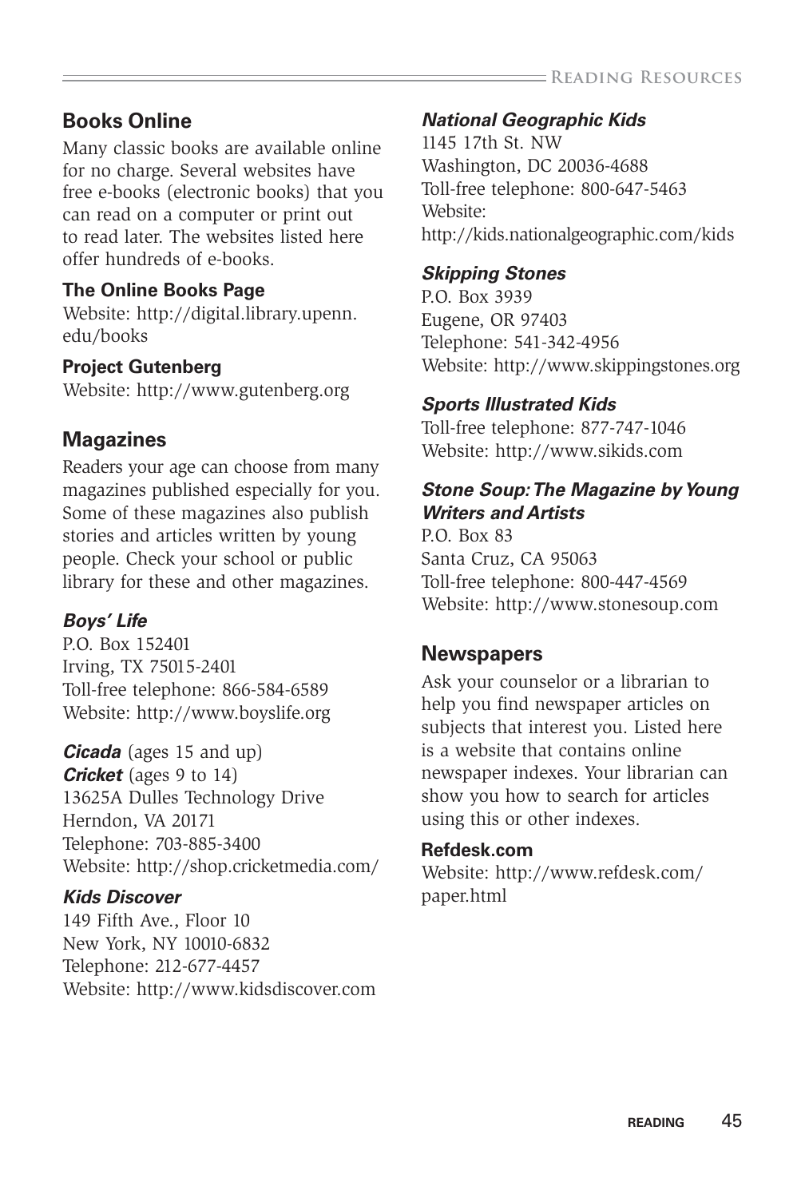## Books Online

Many classic books are available online for no charge. Several websites have free e-books (electronic books) that you can read on a computer or print out to read later. The websites listed here offer hundreds of e-books.

**The Online Books Page**
Website: http://digital.library.upenn.edu/books

**Project Gutenberg**
Website: http://www.gutenberg.org

## Magazines

Readers your age can choose from many magazines published especially for you. Some of these magazines also publish stories and articles written by young people. Check your school or public library for these and other magazines.

***Boys' Life***
P.O. Box 152401
Irving, TX 75015-2401
Toll-free telephone: 866-584-6589
Website: http://www.boyslife.org

***Cicada*** (ages 15 and up)
***Cricket*** (ages 9 to 14)
13625A Dulles Technology Drive
Herndon, VA 20171
Telephone: 703-885-3400
Website: http://shop.cricketmedia.com/

***Kids Discover***
149 Fifth Ave., Floor 10
New York, NY 10010-6832
Telephone: 212-677-4457
Website: http://www.kidsdiscover.com

***National Geographic Kids***
1145 17th St. NW
Washington, DC 20036-4688
Toll-free telephone: 800-647-5463
Website:
http://kids.nationalgeographic.com/kids

***Skipping Stones***
P.O. Box 3939
Eugene, OR 97403
Telephone: 541-342-4956
Website: http://www.skippingstones.org

***Sports Illustrated Kids***
Toll-free telephone: 877-747-1046
Website: http://www.sikids.com

***Stone Soup: The Magazine by Young Writers and Artists***
P.O. Box 83
Santa Cruz, CA 95063
Toll-free telephone: 800-447-4569
Website: http://www.stonesoup.com

## Newspapers

Ask your counselor or a librarian to help you find newspaper articles on subjects that interest you. Listed here is a website that contains online newspaper indexes. Your librarian can show you how to search for articles using this or other indexes.

**Refdesk.com**
Website: http://www.refdesk.com/paper.html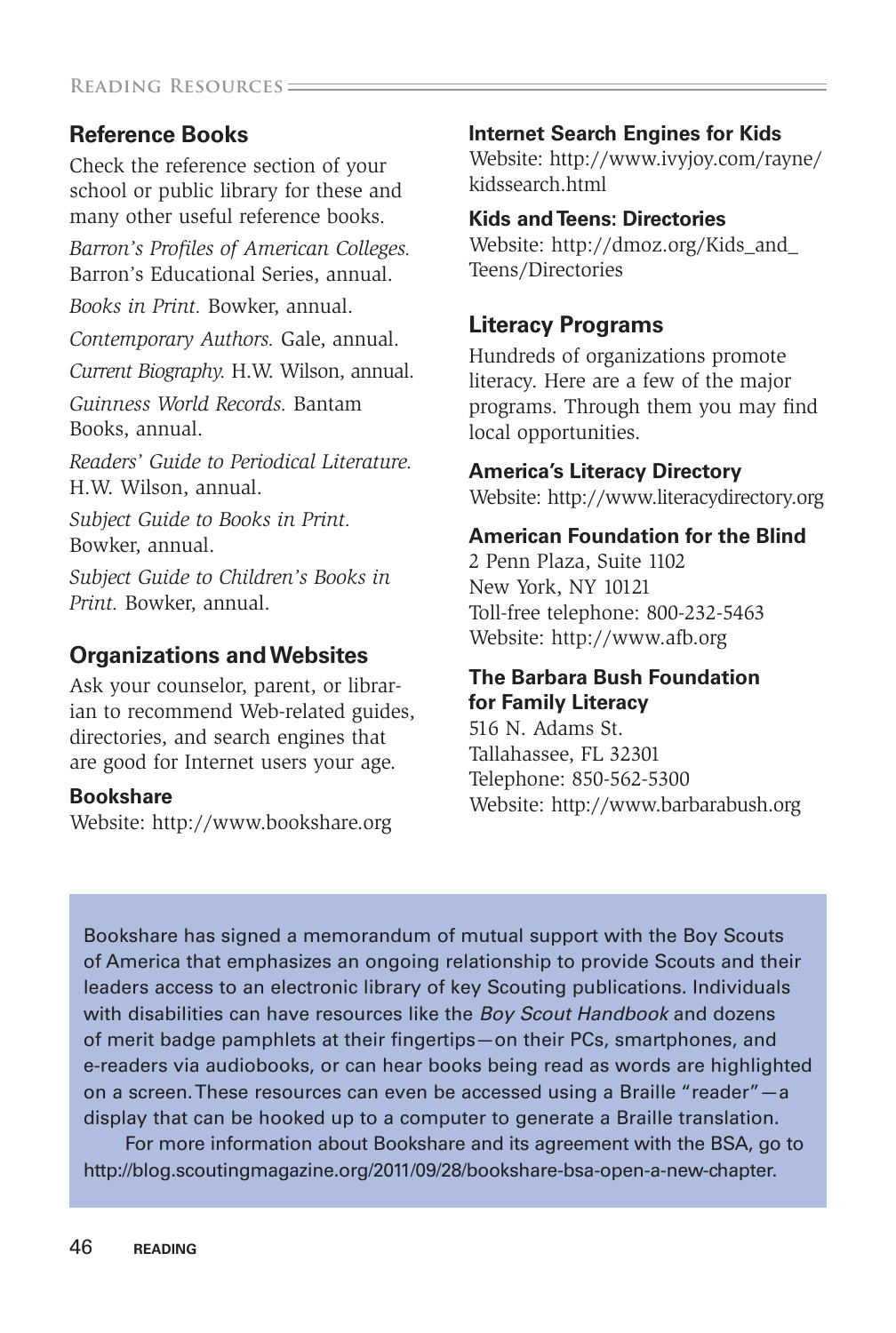## Reference Books

Check the reference section of your school or public library for these and many other useful reference books.

*Barron's Profiles of American Colleges.* Barron's Educational Series, annual.

*Books in Print.* Bowker, annual.

*Contemporary Authors.* Gale, annual.

*Current Biography.* H.W. Wilson, annual.

*Guinness World Records.* Bantam Books, annual.

*Readers' Guide to Periodical Literature.* H.W. Wilson, annual.

*Subject Guide to Books in Print.* Bowker, annual.

*Subject Guide to Children's Books in Print.* Bowker, annual.

## Organizations and Websites

Ask your counselor, parent, or librarian to recommend Web-related guides, directories, and search engines that are good for Internet users your age.

**Bookshare**
Website: http://www.bookshare.org

**Internet Search Engines for Kids**
Website: http://www.ivyjoy.com/rayne/kidssearch.html

**Kids and Teens: Directories**
Website: http://dmoz.org/Kids_and_Teens/Directories

## Literacy Programs

Hundreds of organizations promote literacy. Here are a few of the major programs. Through them you may find local opportunities.

**America's Literacy Directory**
Website: http://www.literacydirectory.org

**American Foundation for the Blind**
2 Penn Plaza, Suite 1102
New York, NY 10121
Toll-free telephone: 800-232-5463
Website: http://www.afb.org

**The Barbara Bush Foundation for Family Literacy**
516 N. Adams St.
Tallahassee, FL 32301
Telephone: 850-562-5300
Website: http://www.barbarabush.org

Bookshare has signed a memorandum of mutual support with the Boy Scouts of America that emphasizes an ongoing relationship to provide Scouts and their leaders access to an electronic library of key Scouting publications. Individuals with disabilities can have resources like the *Boy Scout Handbook* and dozens of merit badge pamphlets at their fingertips—on their PCs, smartphones, and e-readers via audiobooks, or can hear books being read as words are highlighted on a screen. These resources can even be accessed using a Braille "reader"—a display that can be hooked up to a computer to generate a Braille translation.

For more information about Bookshare and its agreement with the BSA, go to http://blog.scoutingmagazine.org/2011/09/28/bookshare-bsa-open-a-new-chapter.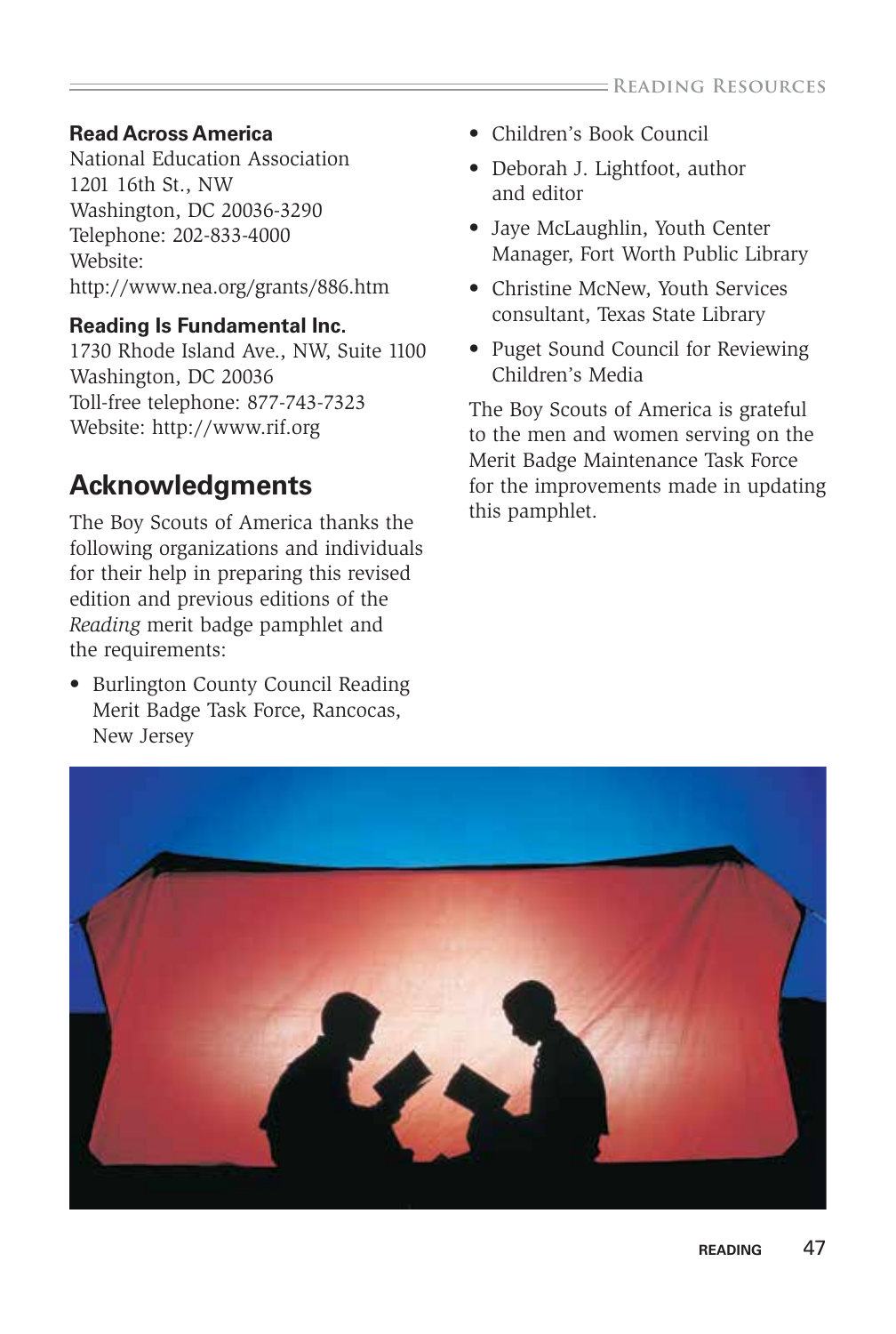**Read Across America**
National Education Association
1201 16th St., NW
Washington, DC 20036-3290
Telephone: 202-833-4000
Website:
http://www.nea.org/grants/886.htm

**Reading Is Fundamental Inc.**
1730 Rhode Island Ave., NW, Suite 1100
Washington, DC 20036
Toll-free telephone: 877-743-7323
Website: http://www.rif.org

## Acknowledgments

The Boy Scouts of America thanks the following organizations and individuals for their help in preparing this revised edition and previous editions of the *Reading* merit badge pamphlet and the requirements:

- Burlington County Council Reading Merit Badge Task Force, Rancocas, New Jersey
- Children's Book Council
- Deborah J. Lightfoot, author and editor
- Jaye McLaughlin, Youth Center Manager, Fort Worth Public Library
- Christine McNew, Youth Services consultant, Texas State Library
- Puget Sound Council for Reviewing Children's Media

The Boy Scouts of America is grateful to the men and women serving on the Merit Badge Maintenance Task Force for the improvements made in updating this pamphlet.